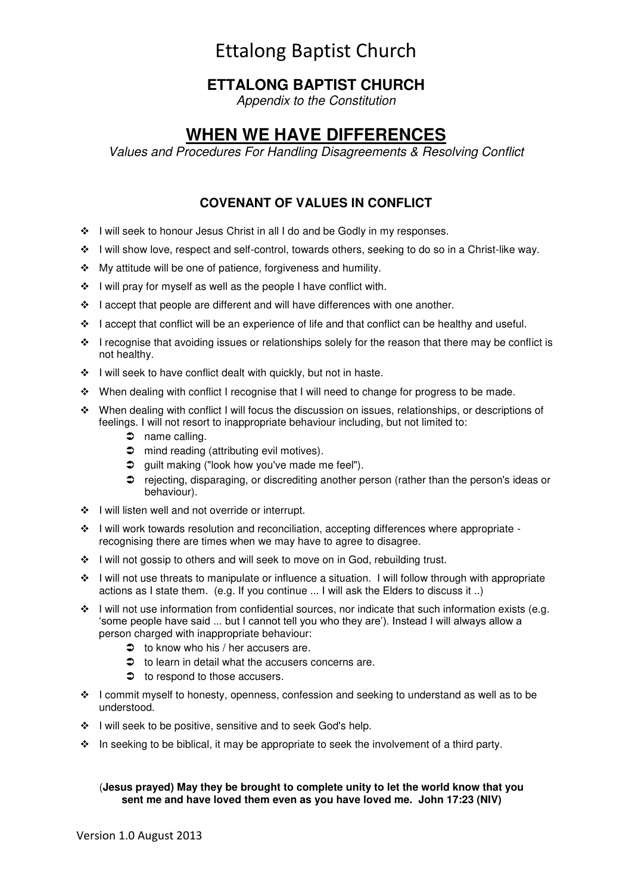# ETTALONG BAPTIST CHURCH

*Appendix to the Constitution*

## WHEN WE HAVE DIFFERENCES

*Values and Procedures For Handling Disagreements & Resolving Conflict*

### COVENANT OF VALUES IN CONFLICT

- I will seek to honour Jesus Christ in all I do and be Godly in my responses.
- I will show love, respect and self-control, towards others, seeking to do so in a Christ-like way.
- My attitude will be one of patience, forgiveness and humility.
- I will pray for myself as well as the people I have conflict with.
- I accept that people are different and will have differences with one another.
- I accept that conflict will be an experience of life and that conflict can be healthy and useful.
- I recognise that avoiding issues or relationships solely for the reason that there may be conflict is not healthy.
- I will seek to have conflict dealt with quickly, but not in haste.
- When dealing with conflict I recognise that I will need to change for progress to be made.
- When dealing with conflict I will focus the discussion on issues, relationships, or descriptions of feelings. I will not resort to inappropriate behaviour including, but not limited to:
  - name calling.
  - mind reading (attributing evil motives).
  - guilt making ("look how you've made me feel").
  - rejecting, disparaging, or discrediting another person (rather than the person's ideas or behaviour).
- I will listen well and not override or interrupt.
- I will work towards resolution and reconciliation, accepting differences where appropriate - recognising there are times when we may have to agree to disagree.
- I will not gossip to others and will seek to move on in God, rebuilding trust.
- I will not use threats to manipulate or influence a situation. I will follow through with appropriate actions as I state them. (e.g. If you continue ... I will ask the Elders to discuss it ..)
- I will not use information from confidential sources, nor indicate that such information exists (e.g. 'some people have said ... but I cannot tell you who they are'). Instead I will always allow a person charged with inappropriate behaviour:
  - to know who his / her accusers are.
  - to learn in detail what the accusers concerns are.
  - to respond to those accusers.
- I commit myself to honesty, openness, confession and seeking to understand as well as to be understood.
- I will seek to be positive, sensitive and to seek God's help.
- In seeking to be biblical, it may be appropriate to seek the involvement of a third party.

**(Jesus prayed) May they be brought to complete unity to let the world know that you sent me and have loved them even as you have loved me. John 17:23 (NIV)**

Version 1.0 August 2013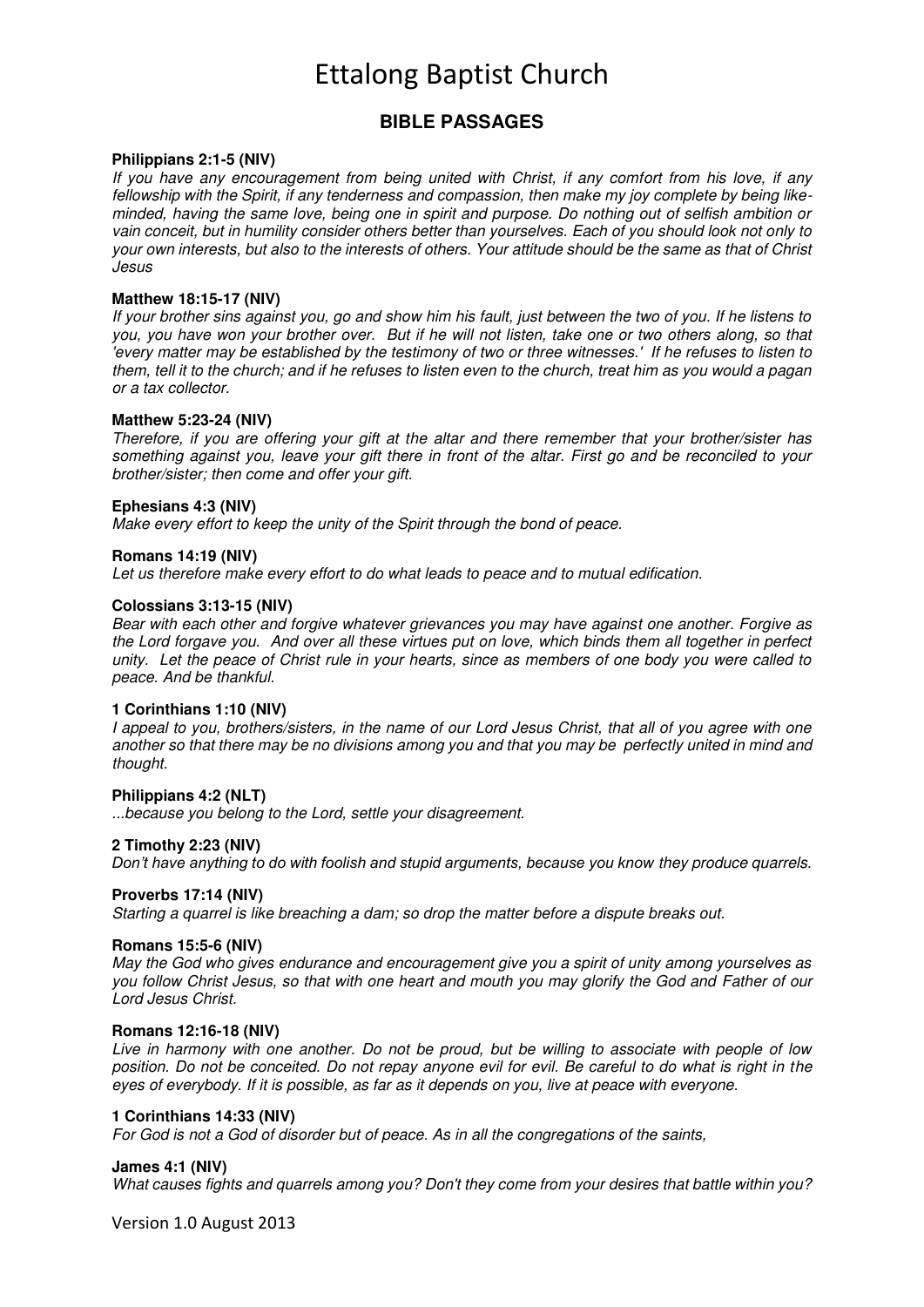# Ettalong Baptist Church

## BIBLE PASSAGES

**Philippians 2:1-5 (NIV)**
*If you have any encouragement from being united with Christ, if any comfort from his love, if any fellowship with the Spirit, if any tenderness and compassion, then make my joy complete by being like-minded, having the same love, being one in spirit and purpose. Do nothing out of selfish ambition or vain conceit, but in humility consider others better than yourselves. Each of you should look not only to your own interests, but also to the interests of others. Your attitude should be the same as that of Christ Jesus*

**Matthew 18:15-17 (NIV)**
*If your brother sins against you, go and show him his fault, just between the two of you. If he listens to you, you have won your brother over. But if he will not listen, take one or two others along, so that 'every matter may be established by the testimony of two or three witnesses.' If he refuses to listen to them, tell it to the church; and if he refuses to listen even to the church, treat him as you would a pagan or a tax collector.*

**Matthew 5:23-24 (NIV)**
*Therefore, if you are offering your gift at the altar and there remember that your brother/sister has something against you, leave your gift there in front of the altar. First go and be reconciled to your brother/sister; then come and offer your gift.*

**Ephesians 4:3 (NIV)**
*Make every effort to keep the unity of the Spirit through the bond of peace.*

**Romans 14:19 (NIV)**
*Let us therefore make every effort to do what leads to peace and to mutual edification.*

**Colossians 3:13-15 (NIV)**
*Bear with each other and forgive whatever grievances you may have against one another. Forgive as the Lord forgave you. And over all these virtues put on love, which binds them all together in perfect unity. Let the peace of Christ rule in your hearts, since as members of one body you were called to peace. And be thankful.*

**1 Corinthians 1:10 (NIV)**
*I appeal to you, brothers/sisters, in the name of our Lord Jesus Christ, that all of you agree with one another so that there may be no divisions among you and that you may be perfectly united in mind and thought.*

**Philippians 4:2 (NLT)**
*...because you belong to the Lord, settle your disagreement.*

**2 Timothy 2:23 (NIV)**
*Don't have anything to do with foolish and stupid arguments, because you know they produce quarrels.*

**Proverbs 17:14 (NIV)**
*Starting a quarrel is like breaching a dam; so drop the matter before a dispute breaks out.*

**Romans 15:5-6 (NIV)**
*May the God who gives endurance and encouragement give you a spirit of unity among yourselves as you follow Christ Jesus, so that with one heart and mouth you may glorify the God and Father of our Lord Jesus Christ.*

**Romans 12:16-18 (NIV)**
*Live in harmony with one another. Do not be proud, but be willing to associate with people of low position. Do not be conceited. Do not repay anyone evil for evil. Be careful to do what is right in the eyes of everybody. If it is possible, as far as it depends on you, live at peace with everyone.*

**1 Corinthians 14:33 (NIV)**
*For God is not a God of disorder but of peace. As in all the congregations of the saints,*

**James 4:1 (NIV)**
*What causes fights and quarrels among you? Don't they come from your desires that battle within you?*

Version 1.0 August 2013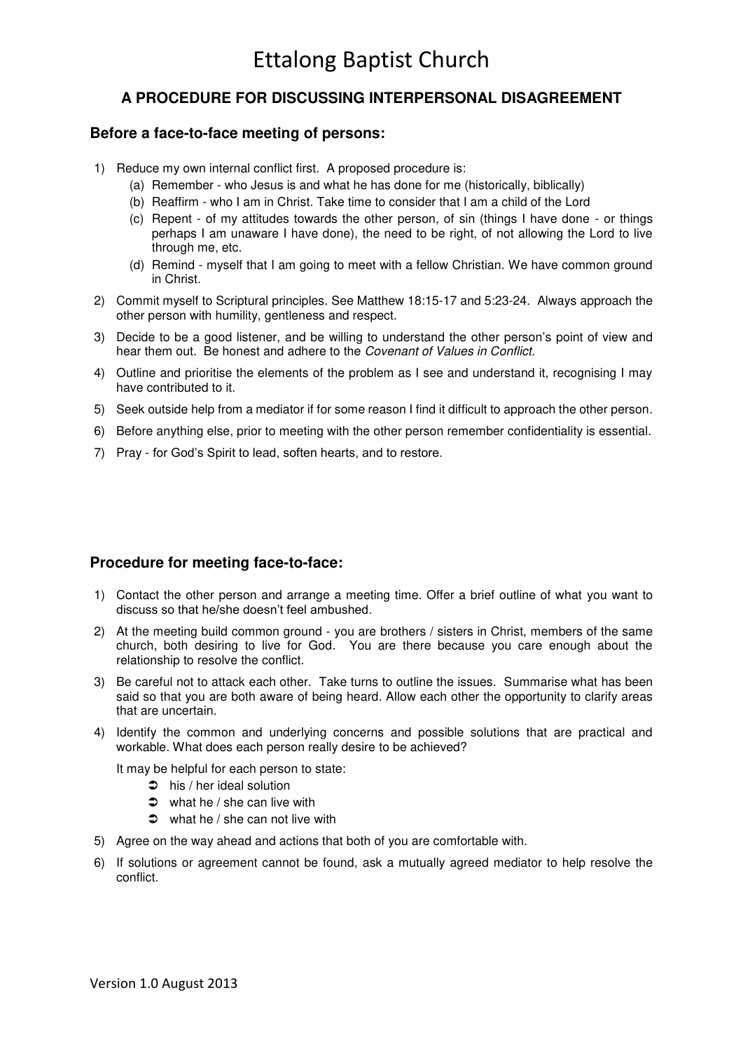# Ettalong Baptist Church

## A PROCEDURE FOR DISCUSSING INTERPERSONAL DISAGREEMENT

### Before a face-to-face meeting of persons:

1) Reduce my own internal conflict first. A proposed procedure is:
   (a) Remember - who Jesus is and what he has done for me (historically, biblically)
   (b) Reaffirm - who I am in Christ. Take time to consider that I am a child of the Lord
   (c) Repent - of my attitudes towards the other person, of sin (things I have done - or things perhaps I am unaware I have done), the need to be right, of not allowing the Lord to live through me, etc.
   (d) Remind - myself that I am going to meet with a fellow Christian. We have common ground in Christ.
2) Commit myself to Scriptural principles. See Matthew 18:15-17 and 5:23-24. Always approach the other person with humility, gentleness and respect.
3) Decide to be a good listener, and be willing to understand the other person's point of view and hear them out. Be honest and adhere to the *Covenant of Values in Conflict*.
4) Outline and prioritise the elements of the problem as I see and understand it, recognising I may have contributed to it.
5) Seek outside help from a mediator if for some reason I find it difficult to approach the other person.
6) Before anything else, prior to meeting with the other person remember confidentiality is essential.
7) Pray - for God's Spirit to lead, soften hearts, and to restore.

### Procedure for meeting face-to-face:

1) Contact the other person and arrange a meeting time. Offer a brief outline of what you want to discuss so that he/she doesn't feel ambushed.
2) At the meeting build common ground - you are brothers / sisters in Christ, members of the same church, both desiring to live for God. You are there because you care enough about the relationship to resolve the conflict.
3) Be careful not to attack each other. Take turns to outline the issues. Summarise what has been said so that you are both aware of being heard. Allow each other the opportunity to clarify areas that are uncertain.
4) Identify the common and underlying concerns and possible solutions that are practical and workable. What does each person really desire to be achieved?

   It may be helpful for each person to state:
   - his / her ideal solution
   - what he / she can live with
   - what he / she can not live with
5) Agree on the way ahead and actions that both of you are comfortable with.
6) If solutions or agreement cannot be found, ask a mutually agreed mediator to help resolve the conflict.

Version 1.0 August 2013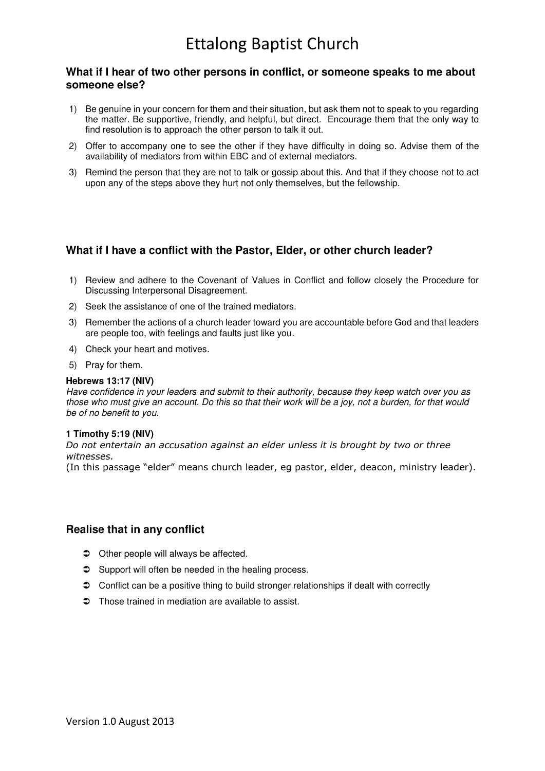### What if I hear of two other persons in conflict, or someone speaks to me about someone else?

1) Be genuine in your concern for them and their situation, but ask them not to speak to you regarding the matter. Be supportive, friendly, and helpful, but direct. Encourage them that the only way to find resolution is to approach the other person to talk it out.
2) Offer to accompany one to see the other if they have difficulty in doing so. Advise them of the availability of mediators from within EBC and of external mediators.
3) Remind the person that they are not to talk or gossip about this. And that if they choose not to act upon any of the steps above they hurt not only themselves, but the fellowship.

### What if I have a conflict with the Pastor, Elder, or other church leader?

1) Review and adhere to the Covenant of Values in Conflict and follow closely the Procedure for Discussing Interpersonal Disagreement.
2) Seek the assistance of one of the trained mediators.
3) Remember the actions of a church leader toward you are accountable before God and that leaders are people too, with feelings and faults just like you.
4) Check your heart and motives.
5) Pray for them.

**Hebrews 13:17 (NIV)**
*Have confidence in your leaders and submit to their authority, because they keep watch over you as those who must give an account. Do this so that their work will be a joy, not a burden, for that would be of no benefit to you.*

**1 Timothy 5:19 (NIV)**
*Do not entertain an accusation against an elder unless it is brought by two or three witnesses.*
(In this passage "elder" means church leader, eg pastor, elder, deacon, ministry leader).

### Realise that in any conflict

- Other people will always be affected.
- Support will often be needed in the healing process.
- Conflict can be a positive thing to build stronger relationships if dealt with correctly
- Those trained in mediation are available to assist.